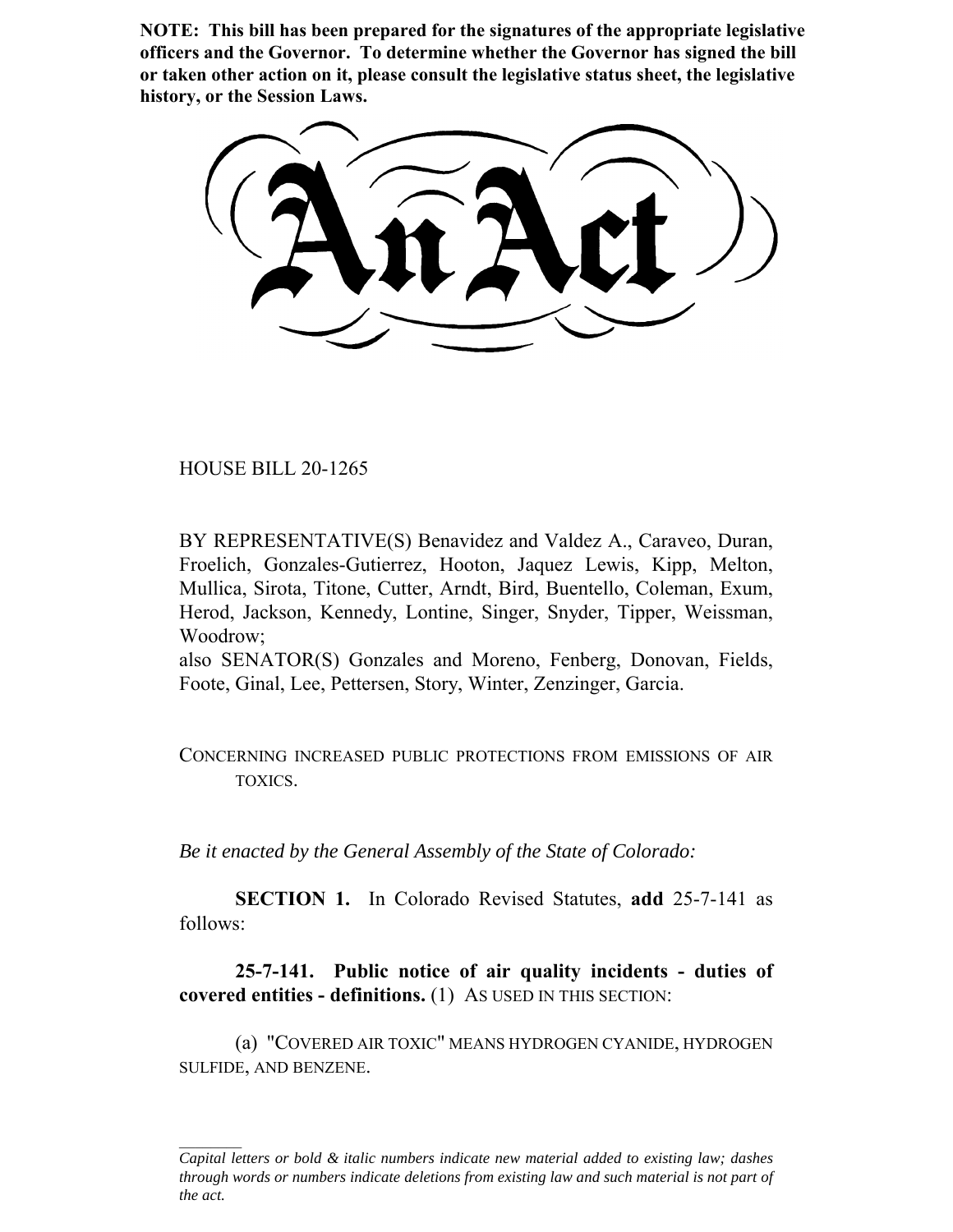**NOTE: This bill has been prepared for the signatures of the appropriate legislative officers and the Governor. To determine whether the Governor has signed the bill or taken other action on it, please consult the legislative status sheet, the legislative history, or the Session Laws.**

# An Act

HOUSE BILL 20-1265

BY REPRESENTATIVE(S) Benavidez and Valdez A., Caraveo, Duran, Froelich, Gonzales-Gutierrez, Hooton, Jaquez Lewis, Kipp, Melton, Mullica, Sirota, Titone, Cutter, Arndt, Bird, Buentello, Coleman, Exum, Herod, Jackson, Kennedy, Lontine, Singer, Snyder, Tipper, Weissman, Woodrow;
also SENATOR(S) Gonzales and Moreno, Fenberg, Donovan, Fields, Foote, Ginal, Lee, Pettersen, Story, Winter, Zenzinger, Garcia.

CONCERNING INCREASED PUBLIC PROTECTIONS FROM EMISSIONS OF AIR TOXICS.

*Be it enacted by the General Assembly of the State of Colorado:*

**SECTION 1.** In Colorado Revised Statutes, **add** 25-7-141 as follows:

**25-7-141. Public notice of air quality incidents - duties of covered entities - definitions.** (1) AS USED IN THIS SECTION:

(a) "COVERED AIR TOXIC" MEANS HYDROGEN CYANIDE, HYDROGEN SULFIDE, AND BENZENE.

*Capital letters or bold & italic numbers indicate new material added to existing law; dashes through words or numbers indicate deletions from existing law and such material is not part of the act.*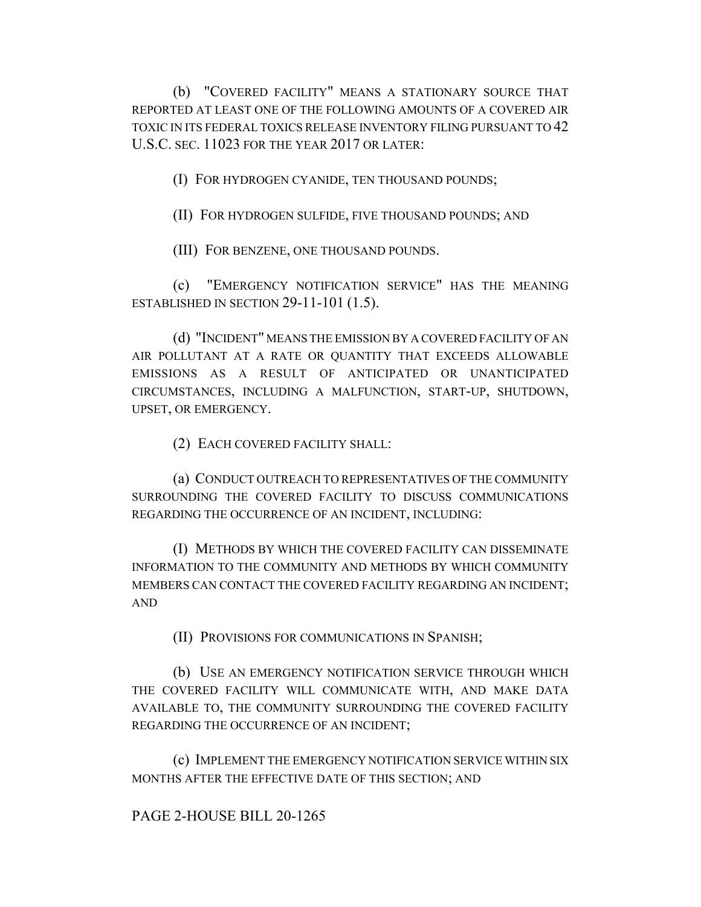(b) "COVERED FACILITY" MEANS A STATIONARY SOURCE THAT REPORTED AT LEAST ONE OF THE FOLLOWING AMOUNTS OF A COVERED AIR TOXIC IN ITS FEDERAL TOXICS RELEASE INVENTORY FILING PURSUANT TO 42 U.S.C. SEC. 11023 FOR THE YEAR 2017 OR LATER:

(I) FOR HYDROGEN CYANIDE, TEN THOUSAND POUNDS;

(II) FOR HYDROGEN SULFIDE, FIVE THOUSAND POUNDS; AND

(III) FOR BENZENE, ONE THOUSAND POUNDS.

(c) "EMERGENCY NOTIFICATION SERVICE" HAS THE MEANING ESTABLISHED IN SECTION 29-11-101 (1.5).

(d) "INCIDENT" MEANS THE EMISSION BY A COVERED FACILITY OF AN AIR POLLUTANT AT A RATE OR QUANTITY THAT EXCEEDS ALLOWABLE EMISSIONS AS A RESULT OF ANTICIPATED OR UNANTICIPATED CIRCUMSTANCES, INCLUDING A MALFUNCTION, START-UP, SHUTDOWN, UPSET, OR EMERGENCY.

(2) EACH COVERED FACILITY SHALL:

(a) CONDUCT OUTREACH TO REPRESENTATIVES OF THE COMMUNITY SURROUNDING THE COVERED FACILITY TO DISCUSS COMMUNICATIONS REGARDING THE OCCURRENCE OF AN INCIDENT, INCLUDING:

(I) METHODS BY WHICH THE COVERED FACILITY CAN DISSEMINATE INFORMATION TO THE COMMUNITY AND METHODS BY WHICH COMMUNITY MEMBERS CAN CONTACT THE COVERED FACILITY REGARDING AN INCIDENT; AND

(II) PROVISIONS FOR COMMUNICATIONS IN SPANISH;

(b) USE AN EMERGENCY NOTIFICATION SERVICE THROUGH WHICH THE COVERED FACILITY WILL COMMUNICATE WITH, AND MAKE DATA AVAILABLE TO, THE COMMUNITY SURROUNDING THE COVERED FACILITY REGARDING THE OCCURRENCE OF AN INCIDENT;

(c) IMPLEMENT THE EMERGENCY NOTIFICATION SERVICE WITHIN SIX MONTHS AFTER THE EFFECTIVE DATE OF THIS SECTION; AND

PAGE 2-HOUSE BILL 20-1265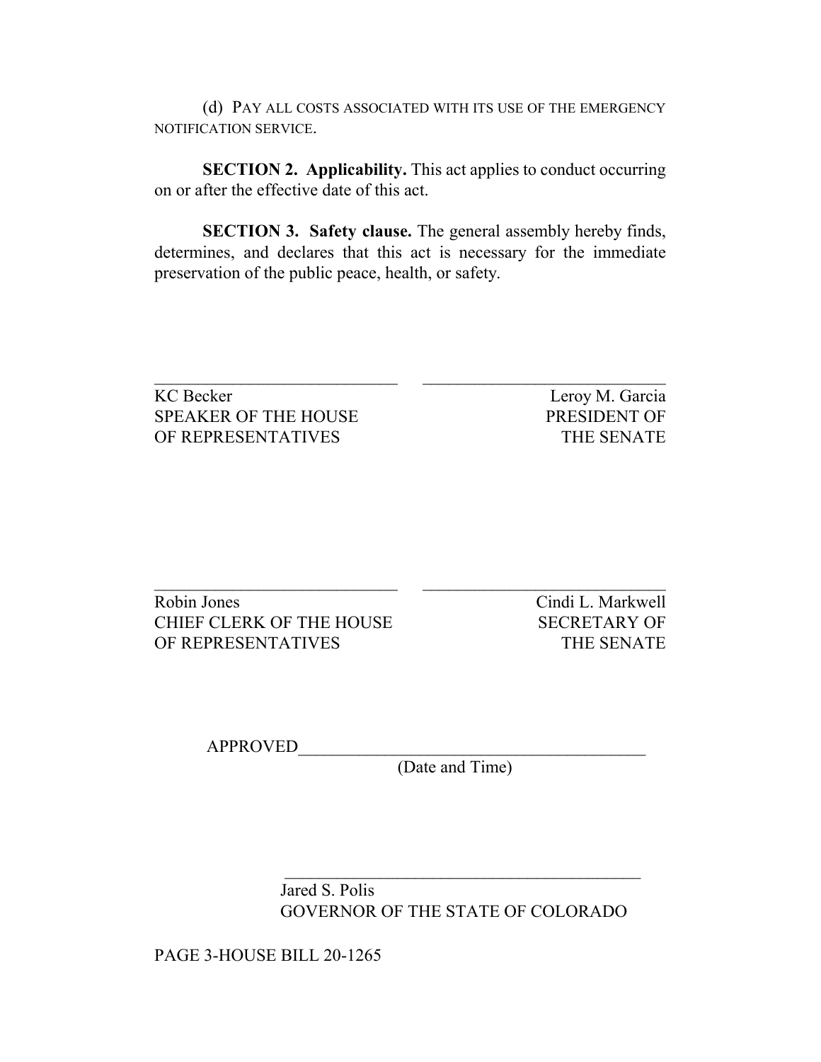(d) PAY ALL COSTS ASSOCIATED WITH ITS USE OF THE EMERGENCY NOTIFICATION SERVICE.

**SECTION 2. Applicability.** This act applies to conduct occurring on or after the effective date of this act.

**SECTION 3. Safety clause.** The general assembly hereby finds, determines, and declares that this act is necessary for the immediate preservation of the public peace, health, or safety.

____________________________
KC Becker
SPEAKER OF THE HOUSE
OF REPRESENTATIVES

____________________________
Leroy M. Garcia
PRESIDENT OF
THE SENATE

____________________________
Robin Jones
CHIEF CLERK OF THE HOUSE
OF REPRESENTATIVES

____________________________
Cindi L. Markwell
SECRETARY OF
THE SENATE

APPROVED________________________________________
(Date and Time)

____________________________________________
Jared S. Polis
GOVERNOR OF THE STATE OF COLORADO

PAGE 3-HOUSE BILL 20-1265